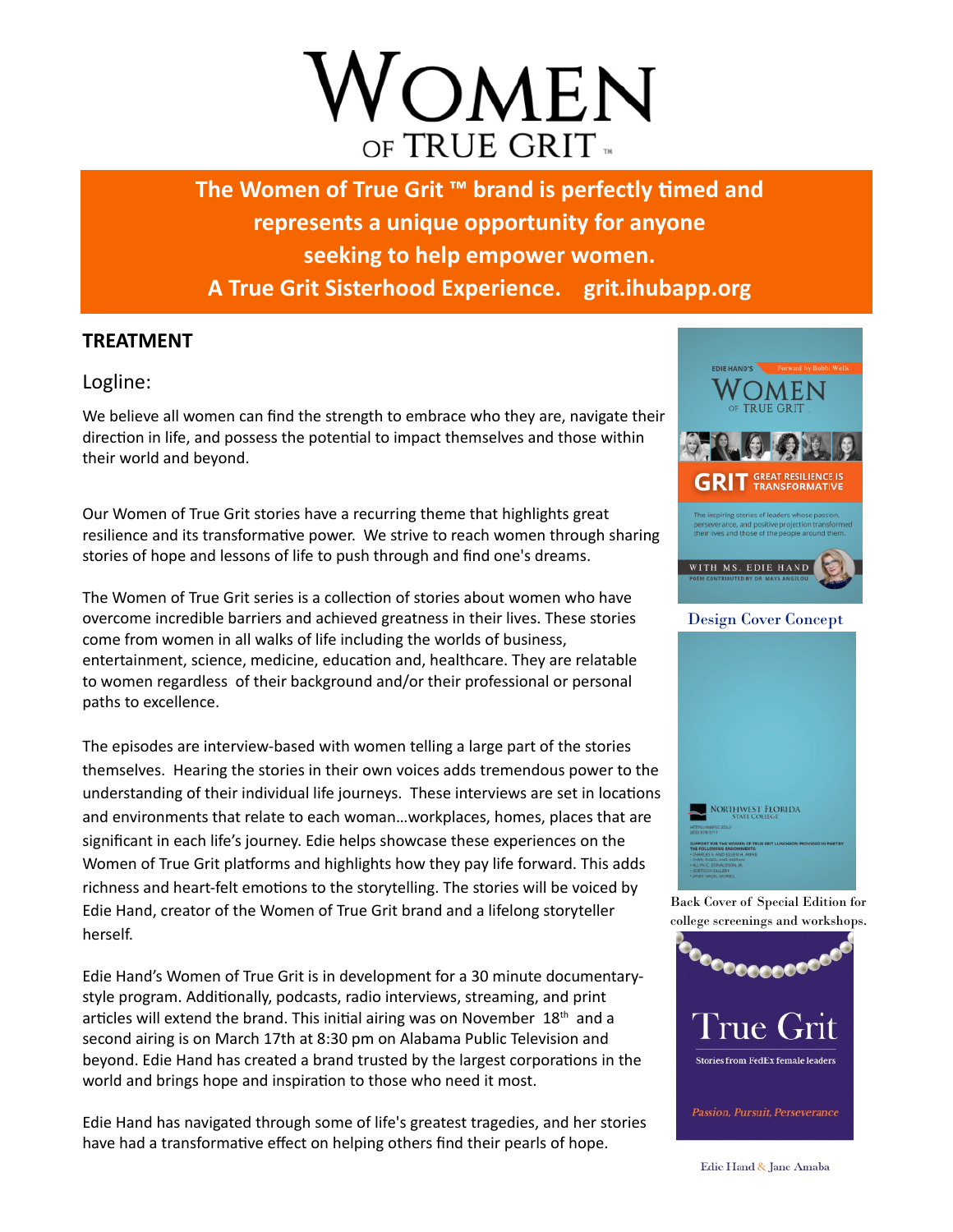# WOMEN OF TRUE GRIT ™

**The Women of True Grit ™ brand is perfectly timed and represents a unique opportunity for anyone seeking to help empower women.**
**A True Grit Sisterhood Experience. grit.ihubapp.org**

## TREATMENT

### Logline:

We believe all women can find the strength to embrace who they are, navigate their direction in life, and possess the potential to impact themselves and those within their world and beyond.

Our Women of True Grit stories have a recurring theme that highlights great resilience and its transformative power. We strive to reach women through sharing stories of hope and lessons of life to push through and find one's dreams.

The Women of True Grit series is a collection of stories about women who have overcome incredible barriers and achieved greatness in their lives. These stories come from women in all walks of life including the worlds of business, entertainment, science, medicine, education and, healthcare. They are relatable to women regardless of their background and/or their professional or personal paths to excellence.

The episodes are interview-based with women telling a large part of the stories themselves. Hearing the stories in their own voices adds tremendous power to the understanding of their individual life journeys. These interviews are set in locations and environments that relate to each woman…workplaces, homes, places that are significant in each life's journey. Edie helps showcase these experiences on the Women of True Grit platforms and highlights how they pay life forward. This adds richness and heart-felt emotions to the storytelling. The stories will be voiced by Edie Hand, creator of the Women of True Grit brand and a lifelong storyteller herself.

Edie Hand's Women of True Grit is in development for a 30 minute documentary-style program. Additionally, podcasts, radio interviews, streaming, and print articles will extend the brand. This initial airing was on November 18th and a second airing is on March 17th at 8:30 pm on Alabama Public Television and beyond. Edie Hand has created a brand trusted by the largest corporations in the world and brings hope and inspiration to those who need it most.

Edie Hand has navigated through some of life's greatest tragedies, and her stories have had a transformative effect on helping others find their pearls of hope.

EDIE HAND'S WOMEN OF TRUE GRIT — Forward by Bobbi Wells
GRIT GREAT RESILIENCE IS TRANSFORMATIVE
The inspiring stories of leaders whose passion, perseverance, and positive projection transformed their lives and those of the people around them.
WITH MS. EDIE HAND
POEM CONTRIBUTED BY DR. MAYA ANGELOU

Design Cover Concept

NORTHWEST FLORIDA STATE COLLEGE

Back Cover of Special Edition for college screenings and workshops.

True Grit
Stories from FedEx female leaders
*Passion, Pursuit, Perseverance*

Edie Hand & Jane Amaba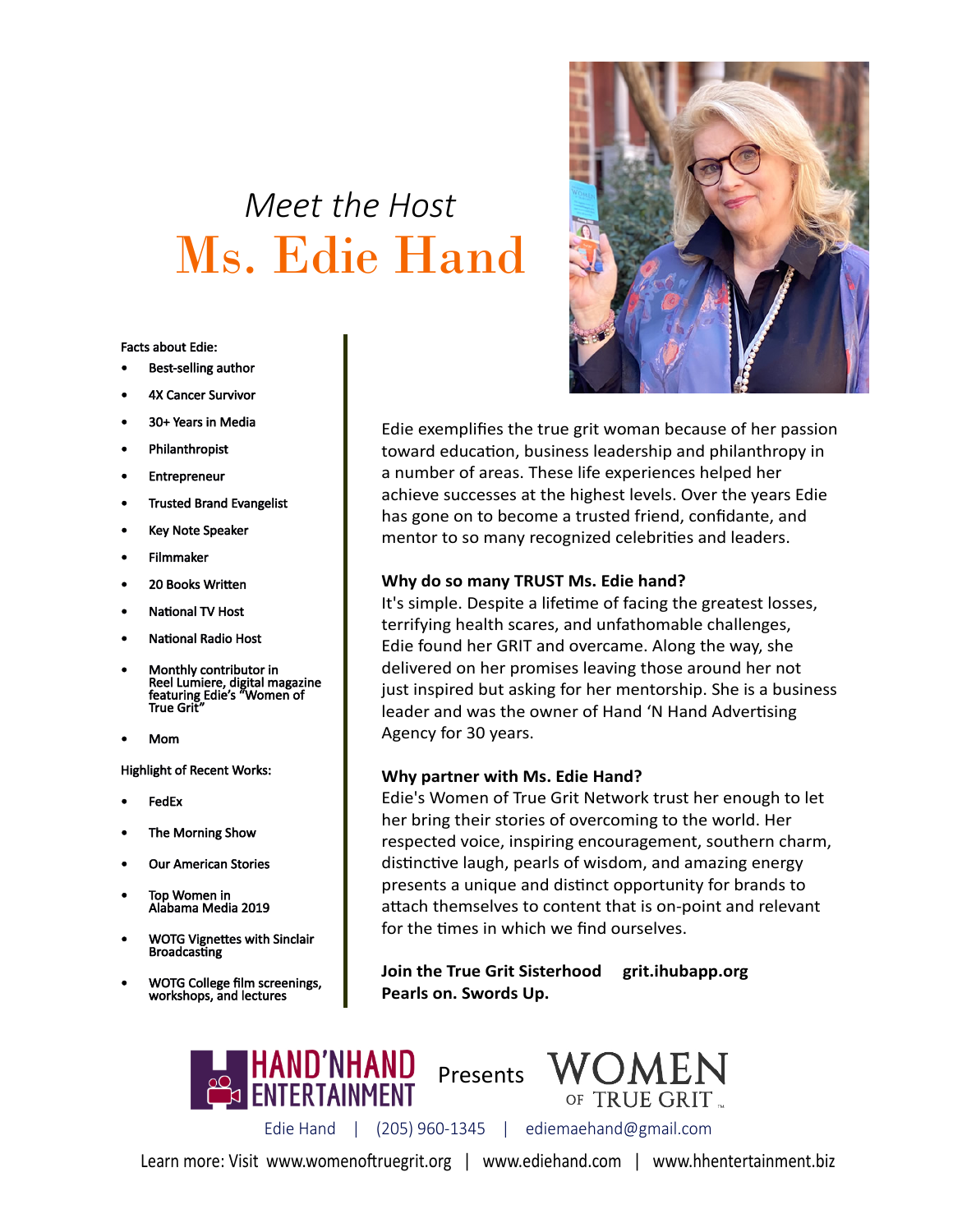*Meet the Host*

# Ms. Edie Hand

Facts about Edie:

- Best-selling author
- 4X Cancer Survivor
- 30+ Years in Media
- Philanthropist
- Entrepreneur
- Trusted Brand Evangelist
- Key Note Speaker
- Filmmaker
- 20 Books Written
- National TV Host
- National Radio Host
- Monthly contributor in Reel Lumiere, digital magazine featuring Edie's "Women of True Grit"
- Mom

Highlight of Recent Works:

- FedEx
- The Morning Show
- Our American Stories
- Top Women in Alabama Media 2019
- WOTG Vignettes with Sinclair Broadcasting
- WOTG College film screenings, workshops, and lectures

Edie exemplifies the true grit woman because of her passion toward education, business leadership and philanthropy in a number of areas. These life experiences helped her achieve successes at the highest levels. Over the years Edie has gone on to become a trusted friend, confidante, and mentor to so many recognized celebrities and leaders.

**Why do so many TRUST Ms. Edie hand?**

It's simple. Despite a lifetime of facing the greatest losses, terrifying health scares, and unfathomable challenges, Edie found her GRIT and overcame. Along the way, she delivered on her promises leaving those around her not just inspired but asking for her mentorship. She is a business leader and was the owner of Hand 'N Hand Advertising Agency for 30 years.

**Why partner with Ms. Edie Hand?**

Edie's Women of True Grit Network trust her enough to let her bring their stories of overcoming to the world. Her respected voice, inspiring encouragement, southern charm, distinctive laugh, pearls of wisdom, and amazing energy presents a unique and distinct opportunity for brands to attach themselves to content that is on-point and relevant for the times in which we find ourselves.

**Join the True Grit Sisterhood grit.ihubapp.org**
**Pearls on. Swords Up.**

HAND'NHAND ENTERTAINMENT Presents WOMEN OF TRUE GRIT™

Edie Hand | (205) 960-1345 | ediemaehand@gmail.com

Learn more: Visit www.womenoftruegrit.org | www.ediehand.com | www.hhentertainment.biz